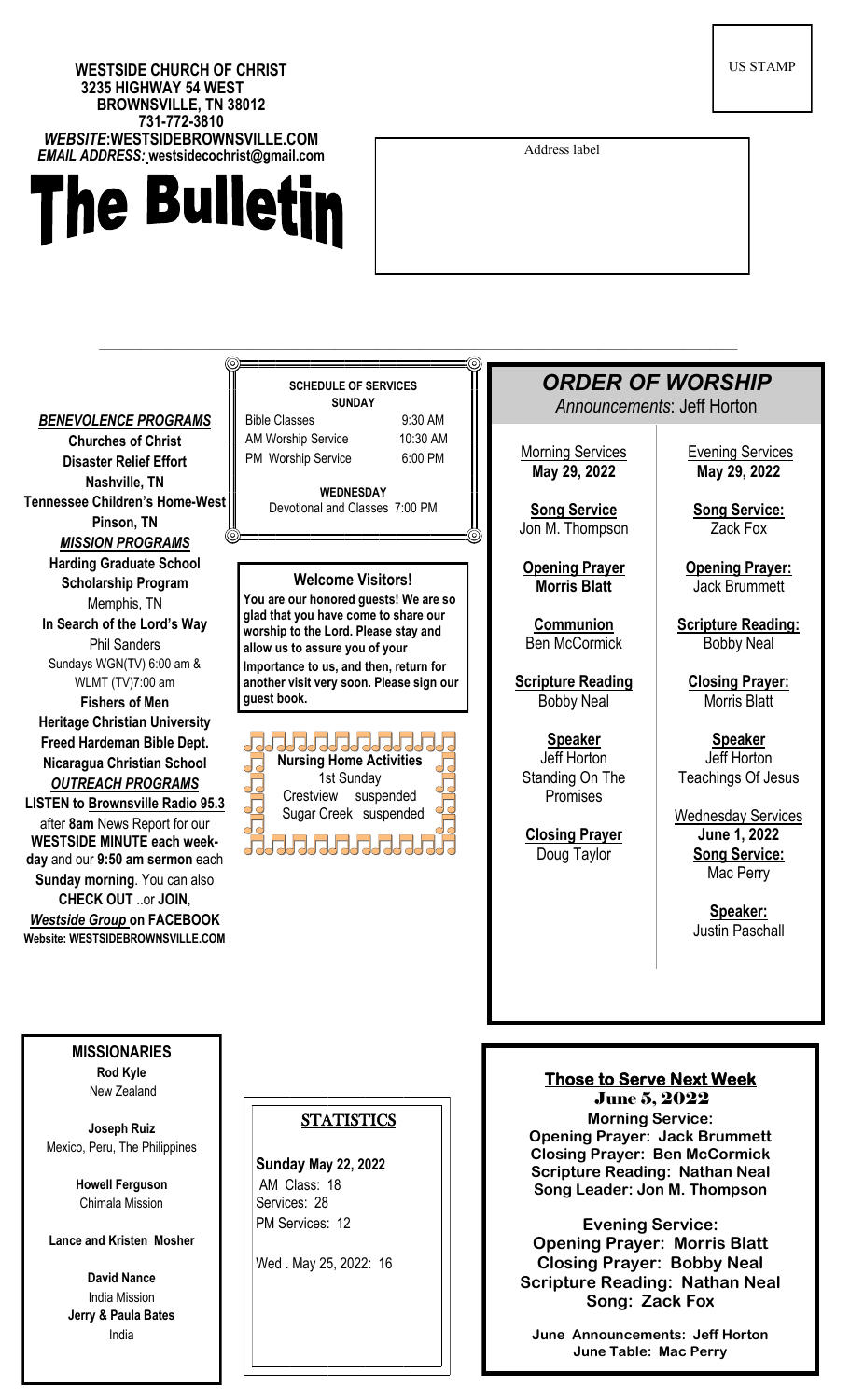**WESTSIDE CHURCH OF CHRIST**
**3235 HIGHWAY 54 WEST**
**BROWNSVILLE, TN 38012**
**731-772-3810**
***WEBSITE*:WESTSIDEBROWNSVILLE.COM**
***EMAIL ADDRESS:* westsidecochrist@gmail.com**

US STAMP

Address label

# The Bulletin

***BENEVOLENCE PROGRAMS***

**Churches of Christ Disaster Relief Effort**
**Nashville, TN**
**Tennessee Children's Home-West**
**Pinson, TN**

***MISSION PROGRAMS***

**Harding Graduate School Scholarship Program**
Memphis, TN
**In Search of the Lord's Way**
Phil Sanders
Sundays WGN(TV) 6:00 am & WLMT (TV)7:00 am
**Fishers of Men**
**Heritage Christian University**
**Freed Hardeman Bible Dept.**
**Nicaragua Christian School**

***OUTREACH PROGRAMS***

**LISTEN to Brownsville Radio 95.3** after **8am** News Report for our **WESTSIDE MINUTE each week-day** and our **9:50 am sermon** each **Sunday morning**. You can also **CHECK OUT** ..or **JOIN**, ***Westside Group* on FACEBOOK**
**Website: WESTSIDEBROWNSVILLE.COM**

**SCHEDULE OF SERVICES**
**SUNDAY**

| | |
|---|---|
| Bible Classes | 9:30 AM |
| AM Worship Service | 10:30 AM |
| PM Worship Service | 6:00 PM |

**WEDNESDAY**
Devotional and Classes 7:00 PM

**Welcome Visitors!**
**You are our honored guests! We are so glad that you have come to share our worship to the Lord. Please stay and allow us to assure you of your Importance to us, and then, return for another visit very soon. Please sign our guest book.**

**Nursing Home Activities**
1st Sunday
Crestview suspended
Sugar Creek suspended

## *ORDER OF WORSHIP*

*Announcements*: Jeff Horton

Morning Services
**May 29, 2022**

**Song Service**
Jon M. Thompson

**Opening Prayer**
**Morris Blatt**

**Communion**
Ben McCormick

**Scripture Reading**
Bobby Neal

**Speaker**
Jeff Horton
Standing On The Promises

**Closing Prayer**
Doug Taylor

Evening Services
**May 29, 2022**

**Song Service:**
Zack Fox

**Opening Prayer:**
Jack Brummett

**Scripture Reading:**
Bobby Neal

**Closing Prayer:**
Morris Blatt

**Speaker**
Jeff Horton
Teachings Of Jesus

Wednesday Services
**June 1, 2022**
**Song Service:**
Mac Perry

**Speaker:**
Justin Paschall

**MISSIONARIES**

**Rod Kyle**
New Zealand

**Joseph Ruiz**
Mexico, Peru, The Philippines

**Howell Ferguson**
Chimala Mission

**Lance and Kristen Mosher**

**David Nance**
India Mission
**Jerry & Paula Bates**
India

**STATISTICS**

**Sunday May 22, 2022**
AM Class: 18
Services: 28
PM Services: 12

Wed . May 25, 2022: 16

**Those to Serve Next Week**
**June 5, 2022**

**Morning Service:**
**Opening Prayer: Jack Brummett**
**Closing Prayer: Ben McCormick**
**Scripture Reading: Nathan Neal**
**Song Leader: Jon M. Thompson**

**Evening Service:**
**Opening Prayer: Morris Blatt**
**Closing Prayer: Bobby Neal**
**Scripture Reading: Nathan Neal**
**Song: Zack Fox**

**June Announcements: Jeff Horton**
**June Table: Mac Perry**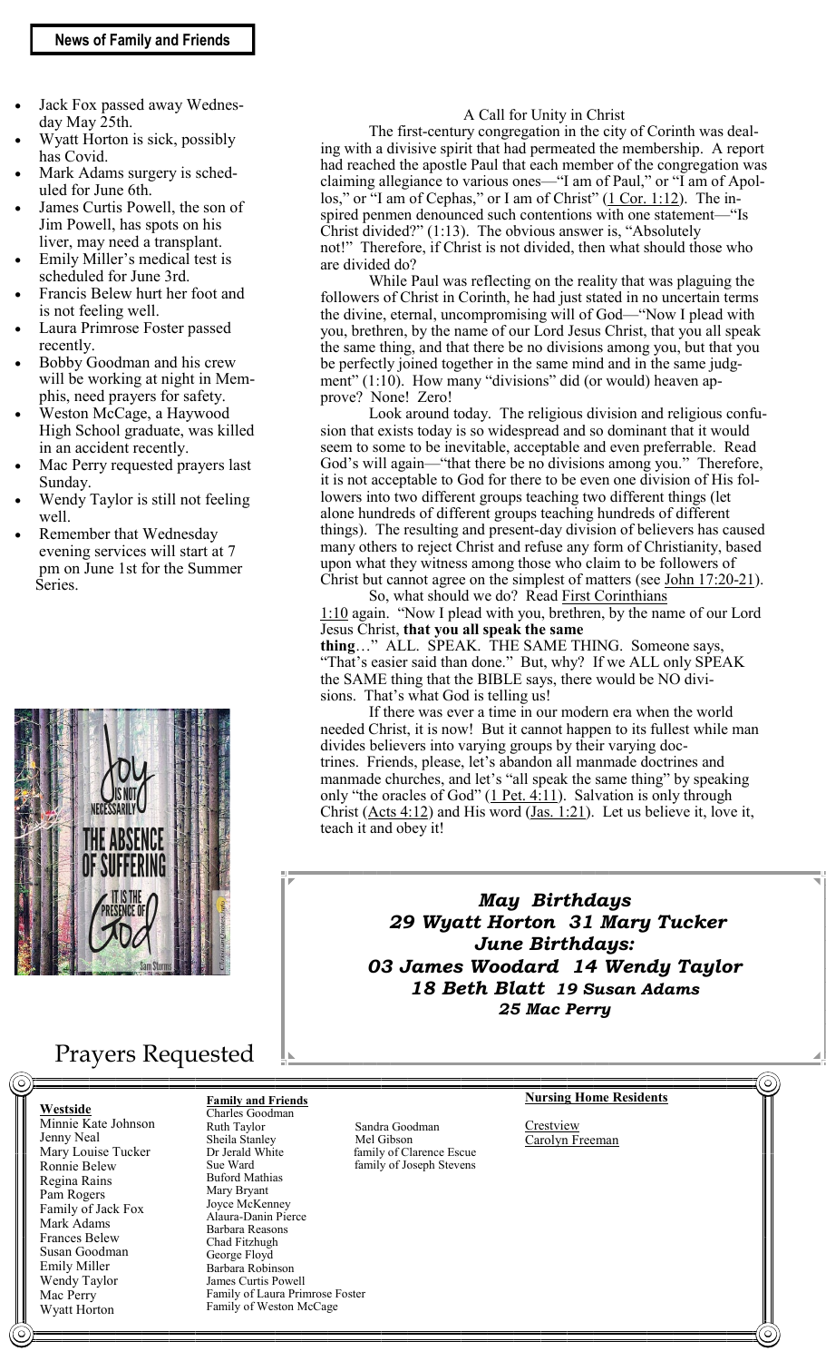## News of Family and Friends

- Jack Fox passed away Wednesday May 25th.
- Wyatt Horton is sick, possibly has Covid.
- Mark Adams surgery is scheduled for June 6th.
- James Curtis Powell, the son of Jim Powell, has spots on his liver, may need a transplant.
- Emily Miller's medical test is scheduled for June 3rd.
- Francis Belew hurt her foot and is not feeling well.
- Laura Primrose Foster passed recently.
- Bobby Goodman and his crew will be working at night in Memphis, need prayers for safety.
- Weston McCage, a Haywood High School graduate, was killed in an accident recently.
- Mac Perry requested prayers last Sunday.
- Wendy Taylor is still not feeling well.
- Remember that Wednesday evening services will start at 7 pm on June 1st for the Summer Series.

Joy is not necessarily the absence of suffering, it is the presence of God. — Sam Storms

## A Call for Unity in Christ

The first-century congregation in the city of Corinth was dealing with a divisive spirit that had permeated the membership. A report had reached the apostle Paul that each member of the congregation was claiming allegiance to various ones—"I am of Paul," or "I am of Apollos," or "I am of Cephas," or I am of Christ" (1 Cor. 1:12). The inspired penmen denounced such contentions with one statement—"Is Christ divided?" (1:13). The obvious answer is, "Absolutely not!" Therefore, if Christ is not divided, then what should those who are divided do?

While Paul was reflecting on the reality that was plaguing the followers of Christ in Corinth, he had just stated in no uncertain terms the divine, eternal, uncompromising will of God—"Now I plead with you, brethren, by the name of our Lord Jesus Christ, that you all speak the same thing, and that there be no divisions among you, but that you be perfectly joined together in the same mind and in the same judgment" (1:10). How many "divisions" did (or would) heaven approve? None! Zero!

Look around today. The religious division and religious confusion that exists today is so widespread and so dominant that it would seem to some to be inevitable, acceptable and even preferrable. Read God's will again—"that there be no divisions among you." Therefore, it is not acceptable to God for there to be even one division of His followers into two different groups teaching two different things (let alone hundreds of different groups teaching hundreds of different things). The resulting and present-day division of believers has caused many others to reject Christ and refuse any form of Christianity, based upon what they witness among those who claim to be followers of Christ but cannot agree on the simplest of matters (see John 17:20-21).

So, what should we do? Read First Corinthians 1:10 again. "Now I plead with you, brethren, by the name of our Lord Jesus Christ, **that you all speak the same thing**…" ALL. SPEAK. THE SAME THING. Someone says, "That's easier said than done." But, why? If we ALL only SPEAK the SAME thing that the BIBLE says, there would be NO divisions. That's what God is telling us!

If there was ever a time in our modern era when the world needed Christ, it is now! But it cannot happen to its fullest while man divides believers into varying groups by their varying doctrines. Friends, please, let's abandon all manmade doctrines and manmade churches, and let's "all speak the same thing" by speaking only "the oracles of God" (1 Pet. 4:11). Salvation is only through Christ (Acts 4:12) and His word (Jas. 1:21). Let us believe it, love it, teach it and obey it!

***May Birthdays***
***29 Wyatt Horton 31 Mary Tucker***
***June Birthdays:***
***03 James Woodard 14 Wendy Taylor***
***18 Beth Blatt 19 Susan Adams***
***25 Mac Perry***

## Prayers Requested

**Westside**
Minnie Kate Johnson
Jenny Neal
Mary Louise Tucker
Ronnie Belew
Regina Rains
Pam Rogers
Family of Jack Fox
Mark Adams
Frances Belew
Susan Goodman
Emily Miller
Wendy Taylor
Mac Perry
Wyatt Horton

**Family and Friends**
Charles Goodman
Ruth Taylor
Sheila Stanley
Dr Jerald White
Sue Ward
Buford Mathias
Mary Bryant
Joyce McKenney
Alaura-Danin Pierce
Barbara Reasons
Chad Fitzhugh
George Floyd
Barbara Robinson
James Curtis Powell
Family of Laura Primrose Foster
Family of Weston McCage
Sandra Goodman
Mel Gibson
family of Clarence Escue
family of Joseph Stevens

**Nursing Home Residents**
Crestview
Carolyn Freeman